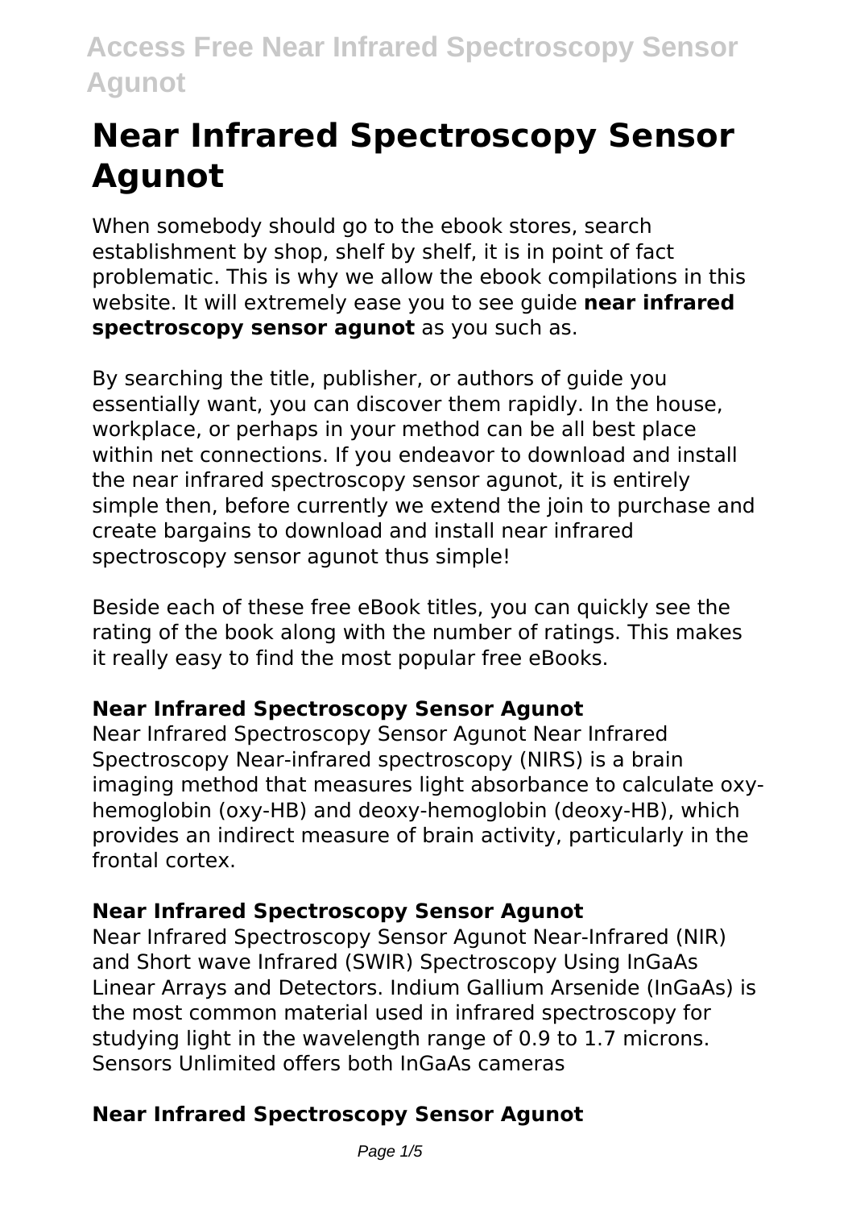# Near Infrared Spectroscopy Sensor Agunot

When somebody should go to the ebook stores, search establishment by shop, shelf by shelf, it is in point of fact problematic. This is why we allow the ebook compilations in this website. It will extremely ease you to see guide **near infrared spectroscopy sensor agunot** as you such as.

By searching the title, publisher, or authors of guide you essentially want, you can discover them rapidly. In the house, workplace, or perhaps in your method can be all best place within net connections. If you endeavor to download and install the near infrared spectroscopy sensor agunot, it is entirely simple then, before currently we extend the join to purchase and create bargains to download and install near infrared spectroscopy sensor agunot thus simple!

Beside each of these free eBook titles, you can quickly see the rating of the book along with the number of ratings. This makes it really easy to find the most popular free eBooks.

### Near Infrared Spectroscopy Sensor Agunot

Near Infrared Spectroscopy Sensor Agunot Near Infrared Spectroscopy Near-infrared spectroscopy (NIRS) is a brain imaging method that measures light absorbance to calculate oxy-hemoglobin (oxy-HB) and deoxy-hemoglobin (deoxy-HB), which provides an indirect measure of brain activity, particularly in the frontal cortex.

### Near Infrared Spectroscopy Sensor Agunot

Near Infrared Spectroscopy Sensor Agunot Near-Infrared (NIR) and Short wave Infrared (SWIR) Spectroscopy Using InGaAs Linear Arrays and Detectors. Indium Gallium Arsenide (InGaAs) is the most common material used in infrared spectroscopy for studying light in the wavelength range of 0.9 to 1.7 microns. Sensors Unlimited offers both InGaAs cameras

### Near Infrared Spectroscopy Sensor Agunot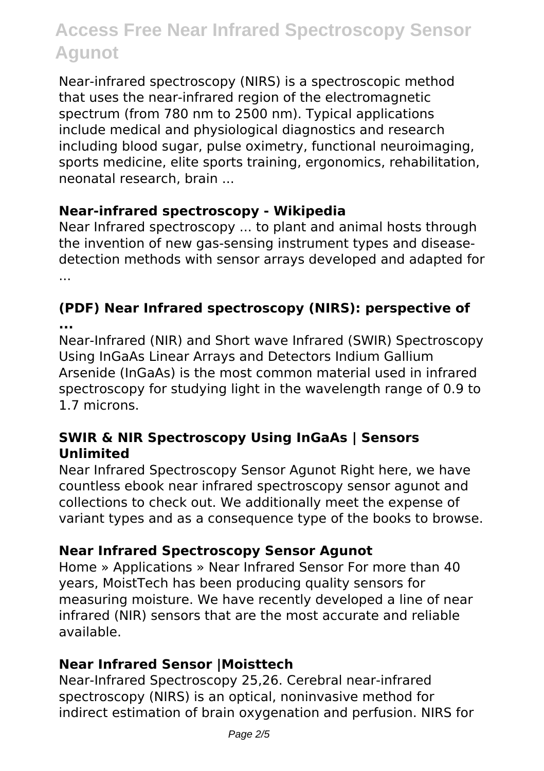Near-infrared spectroscopy (NIRS) is a spectroscopic method that uses the near-infrared region of the electromagnetic spectrum (from 780 nm to 2500 nm). Typical applications include medical and physiological diagnostics and research including blood sugar, pulse oximetry, functional neuroimaging, sports medicine, elite sports training, ergonomics, rehabilitation, neonatal research, brain ...

### Near-infrared spectroscopy - Wikipedia

Near Infrared spectroscopy ... to plant and animal hosts through the invention of new gas-sensing instrument types and disease-detection methods with sensor arrays developed and adapted for ...

### (PDF) Near Infrared spectroscopy (NIRS): perspective of ...

Near-Infrared (NIR) and Short wave Infrared (SWIR) Spectroscopy Using InGaAs Linear Arrays and Detectors Indium Gallium Arsenide (InGaAs) is the most common material used in infrared spectroscopy for studying light in the wavelength range of 0.9 to 1.7 microns.

### SWIR & NIR Spectroscopy Using InGaAs | Sensors Unlimited

Near Infrared Spectroscopy Sensor Agunot Right here, we have countless ebook near infrared spectroscopy sensor agunot and collections to check out. We additionally meet the expense of variant types and as a consequence type of the books to browse.

### Near Infrared Spectroscopy Sensor Agunot

Home » Applications » Near Infrared Sensor For more than 40 years, MoistTech has been producing quality sensors for measuring moisture. We have recently developed a line of near infrared (NIR) sensors that are the most accurate and reliable available.

### Near Infrared Sensor |Moisttech

Near-Infrared Spectroscopy 25,26. Cerebral near-infrared spectroscopy (NIRS) is an optical, noninvasive method for indirect estimation of brain oxygenation and perfusion. NIRS for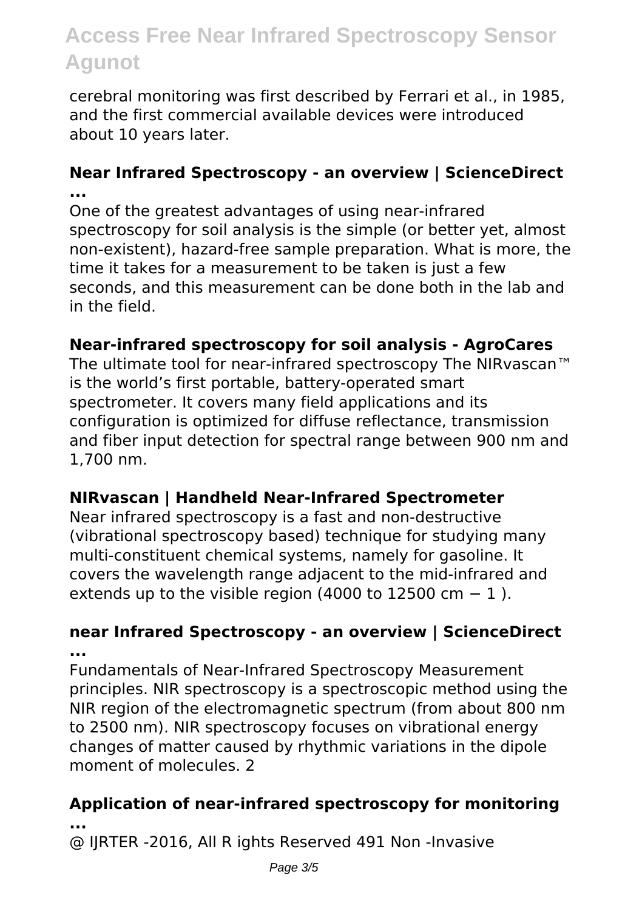cerebral monitoring was first described by Ferrari et al., in 1985, and the first commercial available devices were introduced about 10 years later.

**Near Infrared Spectroscopy - an overview | ScienceDirect ...**

One of the greatest advantages of using near-infrared spectroscopy for soil analysis is the simple (or better yet, almost non-existent), hazard-free sample preparation. What is more, the time it takes for a measurement to be taken is just a few seconds, and this measurement can be done both in the lab and in the field.

**Near-infrared spectroscopy for soil analysis - AgroCares**

The ultimate tool for near-infrared spectroscopy The NIRvascan™ is the world's first portable, battery-operated smart spectrometer. It covers many field applications and its configuration is optimized for diffuse reflectance, transmission and fiber input detection for spectral range between 900 nm and 1,700 nm.

**NIRvascan | Handheld Near-Infrared Spectrometer**

Near infrared spectroscopy is a fast and non-destructive (vibrational spectroscopy based) technique for studying many multi-constituent chemical systems, namely for gasoline. It covers the wavelength range adjacent to the mid-infrared and extends up to the visible region (4000 to 12500 $cm^{-1}$).

**near Infrared Spectroscopy - an overview | ScienceDirect ...**

Fundamentals of Near-Infrared Spectroscopy Measurement principles. NIR spectroscopy is a spectroscopic method using the NIR region of the electromagnetic spectrum (from about 800 nm to 2500 nm). NIR spectroscopy focuses on vibrational energy changes of matter caused by rhythmic variations in the dipole moment of molecules. 2

**Application of near-infrared spectroscopy for monitoring ...**

@ IJRTER -2016, All R ights Reserved 491 Non -Invasive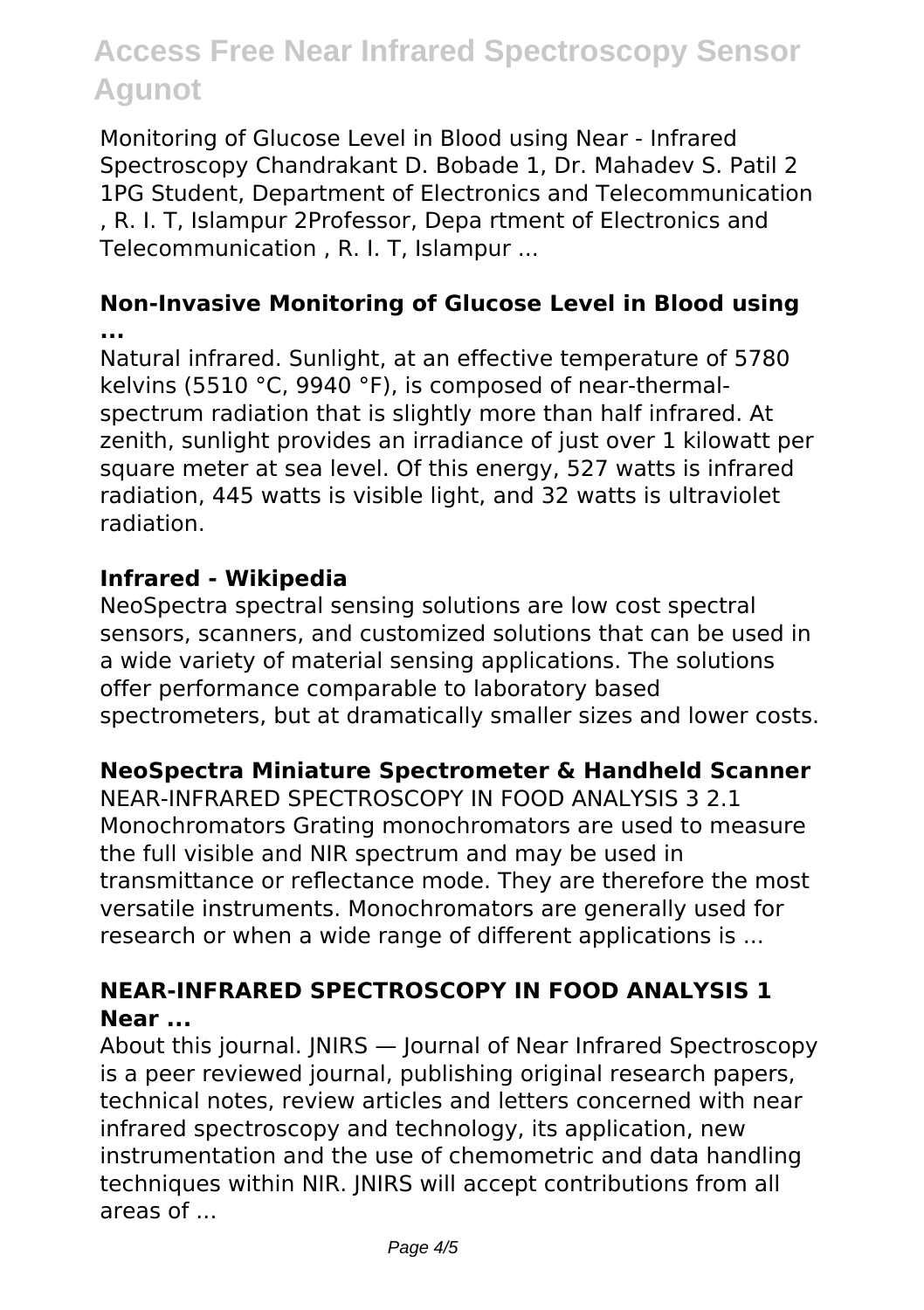Monitoring of Glucose Level in Blood using Near - Infrared Spectroscopy Chandrakant D. Bobade 1, Dr. Mahadev S. Patil 2 1PG Student, Department of Electronics and Telecommunication , R. I. T, Islampur 2Professor, Depa rtment of Electronics and Telecommunication , R. I. T, Islampur ...

### Non-Invasive Monitoring of Glucose Level in Blood using ...

Natural infrared. Sunlight, at an effective temperature of 5780 kelvins (5510 °C, 9940 °F), is composed of near-thermal-spectrum radiation that is slightly more than half infrared. At zenith, sunlight provides an irradiance of just over 1 kilowatt per square meter at sea level. Of this energy, 527 watts is infrared radiation, 445 watts is visible light, and 32 watts is ultraviolet radiation.

### Infrared - Wikipedia

NeoSpectra spectral sensing solutions are low cost spectral sensors, scanners, and customized solutions that can be used in a wide variety of material sensing applications. The solutions offer performance comparable to laboratory based spectrometers, but at dramatically smaller sizes and lower costs.

### NeoSpectra Miniature Spectrometer & Handheld Scanner

NEAR-INFRARED SPECTROSCOPY IN FOOD ANALYSIS 3 2.1 Monochromators Grating monochromators are used to measure the full visible and NIR spectrum and may be used in transmittance or reflectance mode. They are therefore the most versatile instruments. Monochromators are generally used for research or when a wide range of different applications is ...

### NEAR-INFRARED SPECTROSCOPY IN FOOD ANALYSIS 1 Near ...

About this journal. JNIRS — Journal of Near Infrared Spectroscopy is a peer reviewed journal, publishing original research papers, technical notes, review articles and letters concerned with near infrared spectroscopy and technology, its application, new instrumentation and the use of chemometric and data handling techniques within NIR. JNIRS will accept contributions from all areas of ...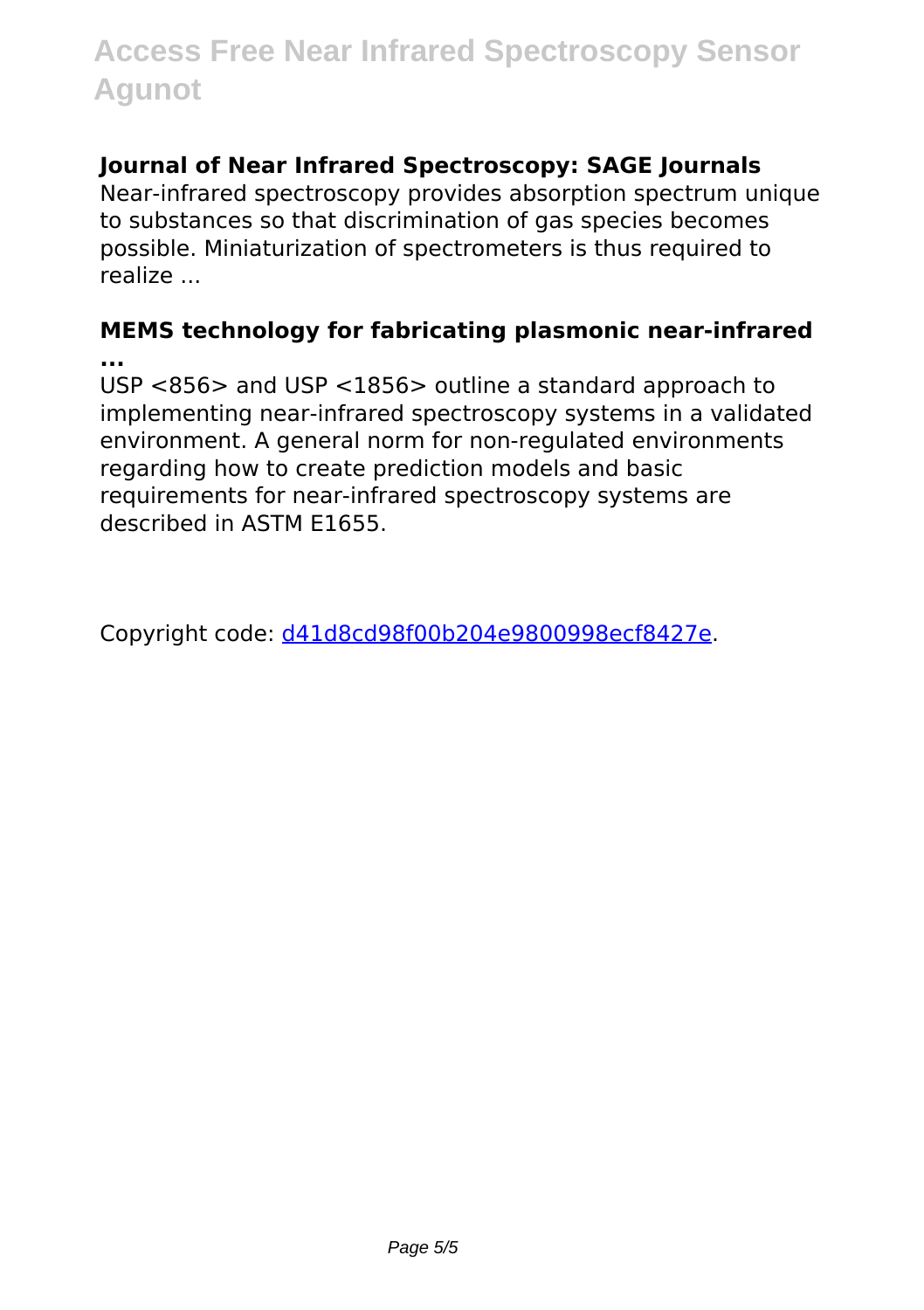### Journal of Near Infrared Spectroscopy: SAGE Journals

Near-infrared spectroscopy provides absorption spectrum unique to substances so that discrimination of gas species becomes possible. Miniaturization of spectrometers is thus required to realize ...

### MEMS technology for fabricating plasmonic near-infrared ...

USP <856> and USP <1856> outline a standard approach to implementing near-infrared spectroscopy systems in a validated environment. A general norm for non-regulated environments regarding how to create prediction models and basic requirements for near-infrared spectroscopy systems are described in ASTM E1655.

Copyright code: d41d8cd98f00b204e9800998ecf8427e.